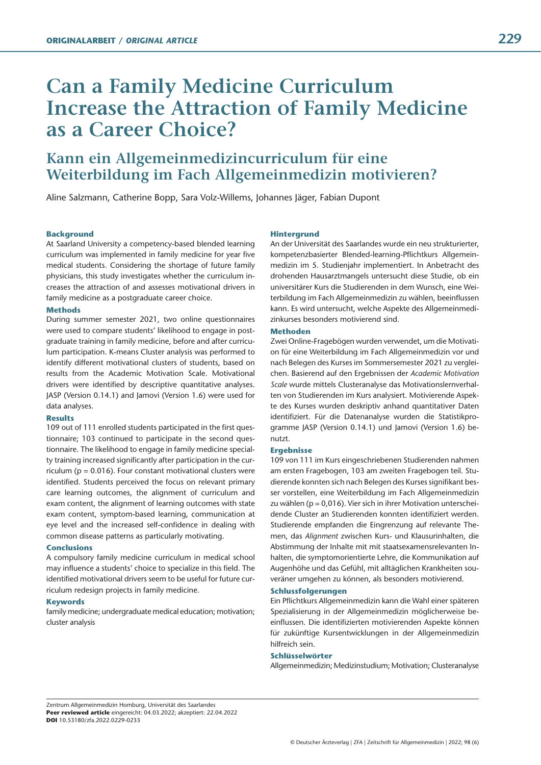# Can a Family Medicine Curriculum Increase the Attraction of Family Medicine as a Career Choice?

## Kann ein Allgemeinmedizincurriculum für eine Weiterbildung im Fach Allgemeinmedizin motivieren?

Aline Salzmann, Catherine Bopp, Sara Volz-Willems, Johannes Jäger, Fabian Dupont

### Background

At Saarland University a competency-based blended learning curriculum was implemented in family medicine for year five medical students. Considering the shortage of future family physicians, this study investigates whether the curriculum increases the attraction of and assesses motivational drivers in family medicine as a postgraduate career choice.

### Methods

During summer semester 2021, two online questionnaires were used to compare students' likelihood to engage in postgraduate training in family medicine, before and after curriculum participation. K-means Cluster analysis was performed to identify different motivational clusters of students, based on results from the Academic Motivation Scale. Motivational drivers were identified by descriptive quantitative analyses. JASP (Version 0.14.1) and Jamovi (Version 1.6) were used for data analyses.

### Results

109 out of 111 enrolled students participated in the first questionnaire; 103 continued to participate in the second questionnaire. The likelihood to engage in family medicine specialty training increased significantly after participation in the curriculum ($p = 0.016$). Four constant motivational clusters were identified. Students perceived the focus on relevant primary care learning outcomes, the alignment of curriculum and exam content, the alignment of learning outcomes with state exam content, symptom-based learning, communication at eye level and the increased self-confidence in dealing with common disease patterns as particularly motivating.

### Conclusions

A compulsory family medicine curriculum in medical school may influence a students' choice to specialize in this field. The identified motivational drivers seem to be useful for future curriculum redesign projects in family medicine.

### Keywords

family medicine; undergraduate medical education; motivation; cluster analysis

### Hintergrund

An der Universität des Saarlandes wurde ein neu strukturierter, kompetenzbasierter Blended-learning-Pflichtkurs Allgemeinmedizin im 5. Studienjahr implementiert. In Anbetracht des drohenden Hausarztmangels untersucht diese Studie, ob ein universitärer Kurs die Studierenden in dem Wunsch, eine Weiterbildung im Fach Allgemeinmedizin zu wählen, beeinflussen kann. Es wird untersucht, welche Aspekte des Allgemeinmedizinkurses besonders motivierend sind.

### Methoden

Zwei Online-Fragebögen wurden verwendet, um die Motivation für eine Weiterbildung im Fach Allgemeinmedizin vor und nach Belegen des Kurses im Sommersemester 2021 zu vergleichen. Basierend auf den Ergebnissen der *Academic Motivation Scale* wurde mittels Clusteranalyse das Motivationslernverhalten von Studierenden im Kurs analysiert. Motivierende Aspekte des Kurses wurden deskriptiv anhand quantitativer Daten identifiziert. Für die Datenanalyse wurden die Statistikprogramme JASP (Version 0.14.1) und Jamovi (Version 1.6) benutzt.

### Ergebnisse

109 von 111 im Kurs eingeschriebenen Studierenden nahmen am ersten Fragebogen, 103 am zweiten Fragebogen teil. Studierende konnten sich nach Belegen des Kurses signifikant besser vorstellen, eine Weiterbildung im Fach Allgemeinmedizin zu wählen ($p = 0{,}016$). Vier sich in ihrer Motivation unterscheidende Cluster an Studierenden konnten identifiziert werden. Studierende empfanden die Eingrenzung auf relevante Themen, das *Alignment* zwischen Kurs- und Klausurinhalten, die Abstimmung der Inhalte mit mit staatsexamensrelevanten Inhalten, die symptomorientierte Lehre, die Kommunikation auf Augenhöhe und das Gefühl, mit alltäglichen Krankheiten souveräner umgehen zu können, als besonders motivierend.

### Schlussfolgerungen

Ein Pflichtkurs Allgemeinmedizin kann die Wahl einer späteren Spezialisierung in der Allgemeinmedizin möglicherweise beeinflussen. Die identifizierten motivierenden Aspekte können für zukünftige Kursentwicklungen in der Allgemeinmedizin hilfreich sein.

### Schlüsselwörter

Allgemeinmedizin; Medizinstudium; Motivation; Clusteranalyse

Zentrum Allgemeinmedizin Homburg, Universität des Saarlandes
**Peer reviewed article** eingereicht: 04.03.2022; akzeptiert: 22.04.2022
**DOI** 10.53180/zfa.2022.0229-0233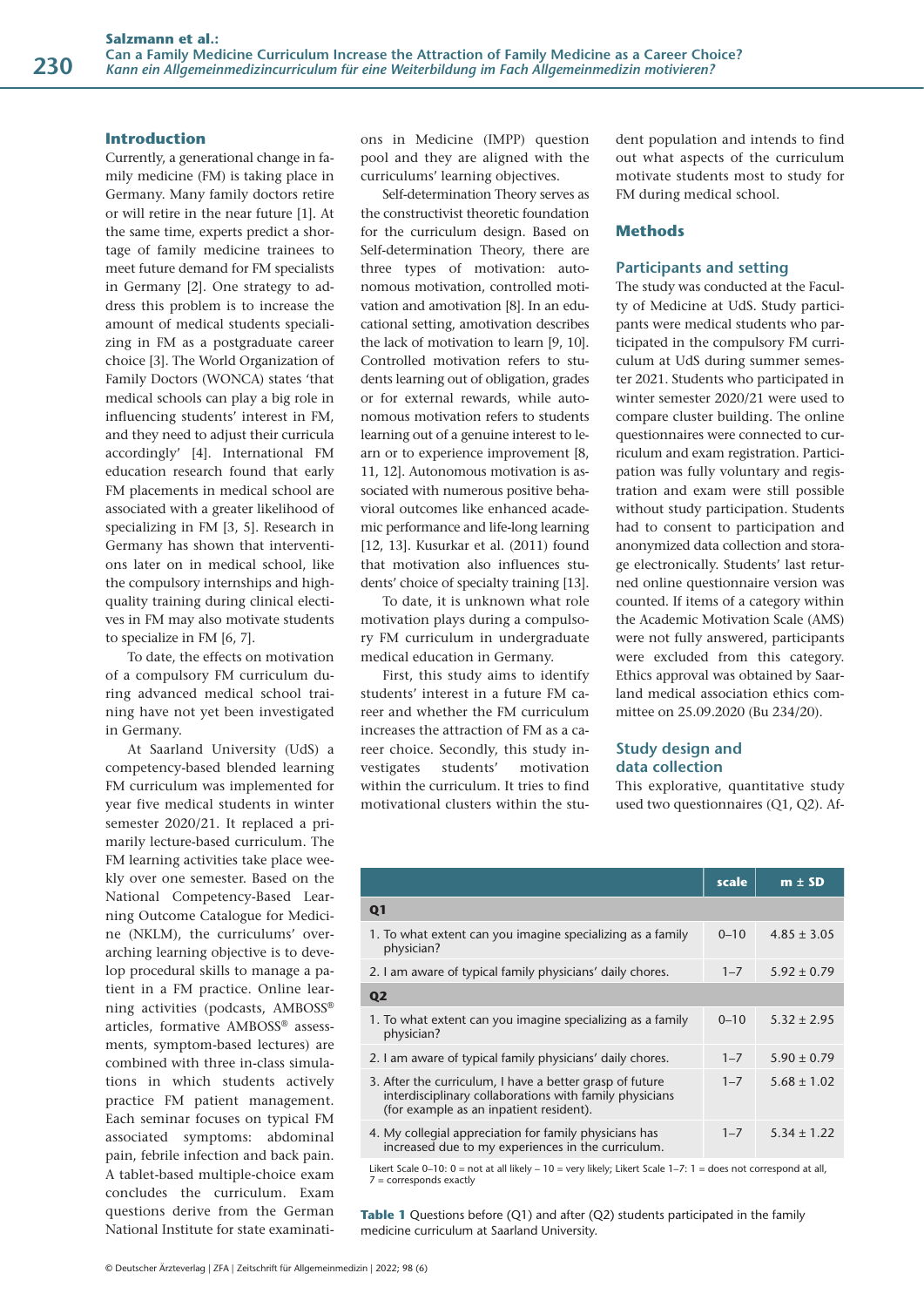## Introduction

Currently, a generational change in family medicine (FM) is taking place in Germany. Many family doctors retire or will retire in the near future [1]. At the same time, experts predict a shortage of family medicine trainees to meet future demand for FM specialists in Germany [2]. One strategy to address this problem is to increase the amount of medical students specializing in FM as a postgraduate career choice [3]. The World Organization of Family Doctors (WONCA) states 'that medical schools can play a big role in influencing students' interest in FM, and they need to adjust their curricula accordingly' [4]. International FM education research found that early FM placements in medical school are associated with a greater likelihood of specializing in FM [3, 5]. Research in Germany has shown that interventions later on in medical school, like the compulsory internships and high-quality training during clinical electives in FM may also motivate students to specialize in FM [6, 7].

To date, the effects on motivation of a compulsory FM curriculum during advanced medical school training have not yet been investigated in Germany.

At Saarland University (UdS) a competency-based blended learning FM curriculum was implemented for year five medical students in winter semester 2020/21. It replaced a primarily lecture-based curriculum. The FM learning activities take place weekly over one semester. Based on the National Competency-Based Learning Outcome Catalogue for Medicine (NKLM), the curriculums' overarching learning objective is to develop procedural skills to manage a patient in a FM practice. Online learning activities (podcasts, AMBOSS® articles, formative AMBOSS® assessments, symptom-based lectures) are combined with three in-class simulations in which students actively practice FM patient management. Each seminar focuses on typical FM associated symptoms: abdominal pain, febrile infection and back pain. A tablet-based multiple-choice exam concludes the curriculum. Exam questions derive from the German National Institute for state examinations in Medicine (IMPP) question pool and they are aligned with the curriculums' learning objectives.

Self-determination Theory serves as the constructivist theoretic foundation for the curriculum design. Based on Self-determination Theory, there are three types of motivation: autonomous motivation, controlled motivation and amotivation [8]. In an educational setting, amotivation describes the lack of motivation to learn [9, 10]. Controlled motivation refers to students learning out of obligation, grades or for external rewards, while autonomous motivation refers to students learning out of a genuine interest to learn or to experience improvement [8, 11, 12]. Autonomous motivation is associated with numerous positive behavioral outcomes like enhanced academic performance and life-long learning [12, 13]. Kusurkar et al. (2011) found that motivation also influences students' choice of specialty training [13].

To date, it is unknown what role motivation plays during a compulsory FM curriculum in undergraduate medical education in Germany.

First, this study aims to identify students' interest in a future FM career and whether the FM curriculum increases the attraction of FM as a career choice. Secondly, this study investigates students' motivation within the curriculum. It tries to find motivational clusters within the student population and intends to find out what aspects of the curriculum motivate students most to study for FM during medical school.

## Methods

### Participants and setting

The study was conducted at the Faculty of Medicine at UdS. Study participants were medical students who participated in the compulsory FM curriculum at UdS during summer semester 2021. Students who participated in winter semester 2020/21 were used to compare cluster building. The online questionnaires were connected to curriculum and exam registration. Participation was fully voluntary and registration and exam were still possible without study participation. Students had to consent to participation and anonymized data collection and storage electronically. Students' last returned online questionnaire version was counted. If items of a category within the Academic Motivation Scale (AMS) were not fully answered, participants were excluded from this category. Ethics approval was obtained by Saarland medical association ethics committee on 25.09.2020 (Bu 234/20).

### Study design and data collection

This explorative, quantitative study used two questionnaires (Q1, Q2). Af-

| | scale | m ± SD |
|---|---|---|
| **Q1** | | |
| 1. To what extent can you imagine specializing as a family physician? | 0–10 | 4.85 ± 3.05 |
| 2. I am aware of typical family physicians' daily chores. | 1–7 | 5.92 ± 0.79 |
| **Q2** | | |
| 1. To what extent can you imagine specializing as a family physician? | 0–10 | 5.32 ± 2.95 |
| 2. I am aware of typical family physicians' daily chores. | 1–7 | 5.90 ± 0.79 |
| 3. After the curriculum, I have a better grasp of future interdisciplinary collaborations with family physicians (for example as an inpatient resident). | 1–7 | 5.68 ± 1.02 |
| 4. My collegial appreciation for family physicians has increased due to my experiences in the curriculum. | 1–7 | 5.34 ± 1.22 |

Likert Scale 0–10: 0 = not at all likely – 10 = very likely; Likert Scale 1–7: 1 = does not correspond at all, 7 = corresponds exactly

**Table 1** Questions before (Q1) and after (Q2) students participated in the family medicine curriculum at Saarland University.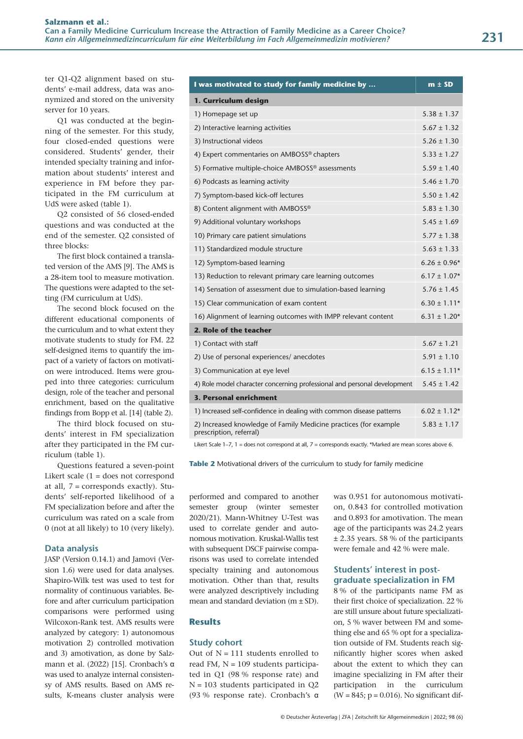ter Q1-Q2 alignment based on students' e-mail address, data was anonymized and stored on the university server for 10 years.

Q1 was conducted at the beginning of the semester. For this study, four closed-ended questions were considered. Students' gender, their intended specialty training and information about students' interest and experience in FM before they participated in the FM curriculum at UdS were asked (table 1).

Q2 consisted of 56 closed-ended questions and was conducted at the end of the semester. Q2 consisted of three blocks:

The first block contained a translated version of the AMS [9]. The AMS is a 28-item tool to measure motivation. The questions were adapted to the setting (FM curriculum at UdS).

The second block focused on the different educational components of the curriculum and to what extent they motivate students to study for FM. 22 self-designed items to quantify the impact of a variety of factors on motivation were introduced. Items were grouped into three categories: curriculum design, role of the teacher and personal enrichment, based on the qualitative findings from Bopp et al. [14] (table 2).

The third block focused on students' interest in FM specialization after they participated in the FM curriculum (table 1).

Questions featured a seven-point Likert scale (1 = does not correspond at all, 7 = corresponds exactly). Students' self-reported likelihood of a FM specialization before and after the curriculum was rated on a scale from 0 (not at all likely) to 10 (very likely).

| I was motivated to study for family medicine by … | m ± SD |
|---|---|
| **1. Curriculum design** | |
| 1) Homepage set up | 5.38 ± 1.37 |
| 2) Interactive learning activities | 5.67 ± 1.32 |
| 3) Instructional videos | 5.26 ± 1.30 |
| 4) Expert commentaries on AMBOSS® chapters | 5.33 ± 1.27 |
| 5) Formative multiple-choice AMBOSS® assessments | 5.59 ± 1.40 |
| 6) Podcasts as learning activity | 5.46 ± 1.70 |
| 7) Symptom-based kick-off lectures | 5.50 ± 1.42 |
| 8) Content alignment with AMBOSS® | 5.83 ± 1.30 |
| 9) Additional voluntary workshops | 5.45 ± 1.69 |
| 10) Primary care patient simulations | 5.77 ± 1.38 |
| 11) Standardized module structure | 5.63 ± 1.33 |
| 12) Symptom-based learning | 6.26 ± 0.96* |
| 13) Reduction to relevant primary care learning outcomes | 6.17 ± 1.07* |
| 14) Sensation of assessment due to simulation-based learning | 5.76 ± 1.45 |
| 15) Clear communication of exam content | 6.30 ± 1.11* |
| 16) Alignment of learning outcomes with IMPP relevant content | 6.31 ± 1.20* |
| **2. Role of the teacher** | |
| 1) Contact with staff | 5.67 ± 1.21 |
| 2) Use of personal experiences/ anecdotes | 5.91 ± 1.10 |
| 3) Communication at eye level | 6.15 ± 1.11* |
| 4) Role model character concerning professional and personal development | 5.45 ± 1.42 |
| **3. Personal enrichment** | |
| 1) Increased self-confidence in dealing with common disease patterns | 6.02 ± 1.12* |
| 2) Increased knowledge of Family Medicine practices (for example prescription, referral) | 5.83 ± 1.17 |

Likert Scale 1–7, 1 = does not correspond at all, 7 = corresponds exactly. *Marked are mean scores above 6.

**Table 2** Motivational drivers of the curriculum to study for family medicine

## Data analysis

JASP (Version 0.14.1) and Jamovi (Version 1.6) were used for data analyses. Shapiro-Wilk test was used to test for normality of continuous variables. Before and after curriculum participation comparisons were performed using Wilcoxon-Rank test. AMS results were analyzed by category: 1) autonomous motivation 2) controlled motivation and 3) amotivation, as done by Salzmann et al. (2022) [15]. Cronbach's α was used to analyze internal consistensy of AMS results. Based on AMS results, K-means cluster analysis were performed and compared to another semester group (winter semester 2020/21). Mann-Whitney U-Test was used to correlate gender and autonomous motivation. Kruskal-Wallis test with subsequent DSCF pairwise comparisons was used to correlate intended specialty training and autonomous motivation. Other than that, results were analyzed descriptively including mean and standard deviation (m ± SD).

## Results

### Study cohort

Out of N = 111 students enrolled to read FM, N = 109 students participated in Q1 (98 % response rate) and N = 103 students participated in Q2 (93 % response rate). Cronbach's α was 0.951 for autonomous motivation, 0.843 for controlled motivation and 0.893 for amotivation. The mean age of the participants was 24.2 years ± 2.35 years. 58 % of the participants were female and 42 % were male.

### Students' interest in postgraduate specialization in FM

8 % of the participants name FM as their first choice of specialization. 22 % are still unsure about future specialization, 5 % waver between FM and something else and 65 % opt for a specialization outside of FM. Students reach significantly higher scores when asked about the extent to which they can imagine specializing in FM after their participation in the curriculum ($W = 845$; $p = 0.016$). No significant dif-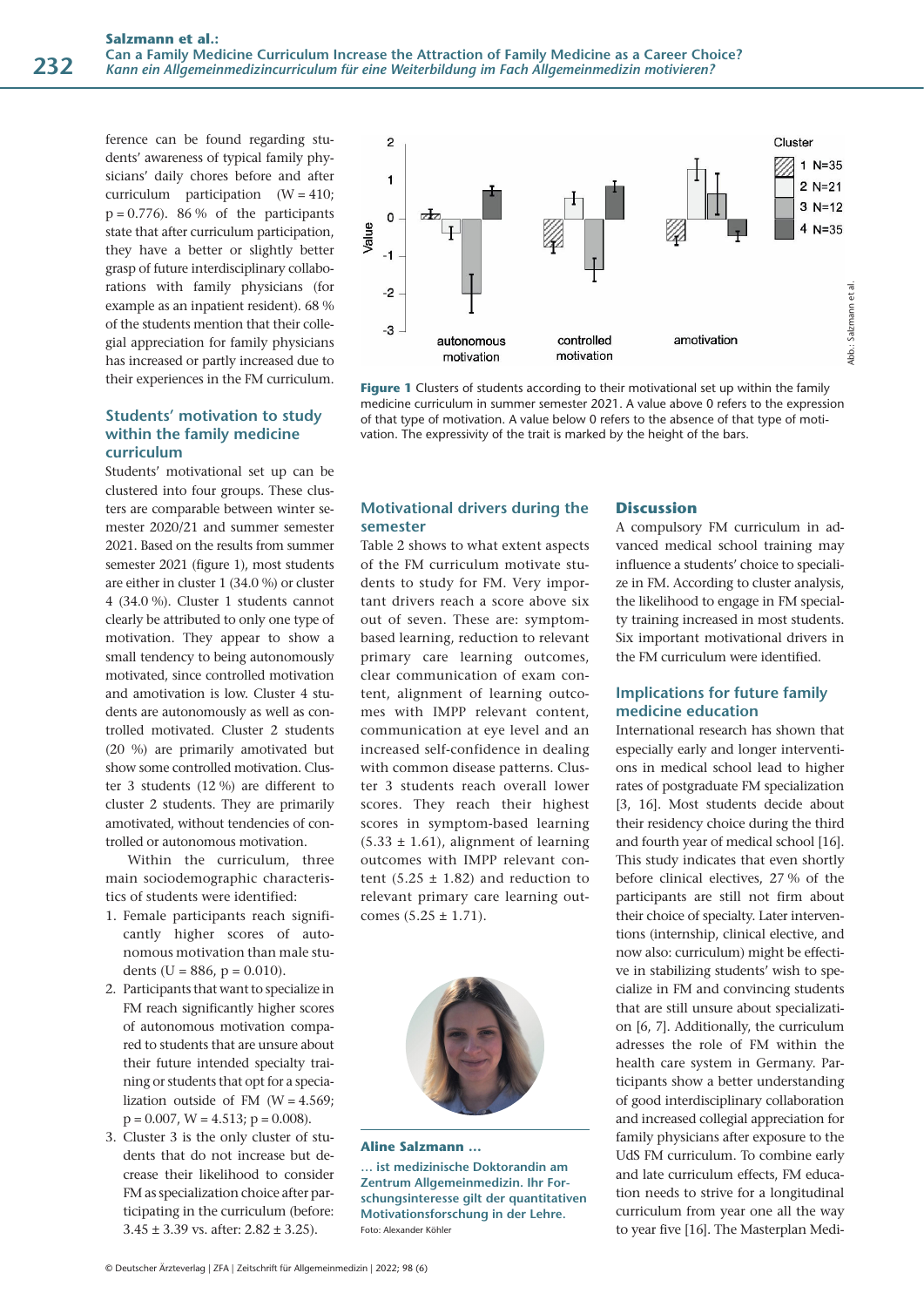ference can be found regarding students' awareness of typical family physicians' daily chores before and after curriculum participation (W = 410; p = 0.776). 86 % of the participants state that after curriculum participation, they have a better or slightly better grasp of future interdisciplinary collaborations with family physicians (for example as an inpatient resident). 68 % of the students mention that their collegial appreciation for family physicians has increased or partly increased due to their experiences in the FM curriculum.

## Students' motivation to study within the family medicine curriculum

Students' motivational set up can be clustered into four groups. These clusters are comparable between winter semester 2020/21 and summer semester 2021. Based on the results from summer semester 2021 (figure 1), most students are either in cluster 1 (34.0 %) or cluster 4 (34.0 %). Cluster 1 students cannot clearly be attributed to only one type of motivation. They appear to show a small tendency to being autonomously motivated, since controlled motivation and amotivation is low. Cluster 4 students are autonomously as well as controlled motivated. Cluster 2 students (20 %) are primarily amotivated but show some controlled motivation. Cluster 3 students (12 %) are different to cluster 2 students. They are primarily amotivated, without tendencies of controlled or autonomous motivation.

Within the curriculum, three main sociodemographic characteristics of students were identified:

1. Female participants reach significantly higher scores of autonomous motivation than male students (U = 886, p = 0.010).
2. Participants that want to specialize in FM reach significantly higher scores of autonomous motivation compared to students that are unsure about their future intended specialty training or students that opt for a specialization outside of FM (W = 4.569; p = 0.007, W = 4.513; p = 0.008).
3. Cluster 3 is the only cluster of students that do not increase but decrease their likelihood to consider FM as specialization choice after participating in the curriculum (before: 3.45 ± 3.39 vs. after: 2.82 ± 3.25).

**Figure 1** Clusters of students according to their motivational set up within the family medicine curriculum in summer semester 2021. A value above 0 refers to the expression of that type of motivation. A value below 0 refers to the absence of that type of motivation. The expressivity of the trait is marked by the height of the bars.

## Motivational drivers during the semester

Table 2 shows to what extent aspects of the FM curriculum motivate students to study for FM. Very important drivers reach a score above six out of seven. These are: symptom-based learning, reduction to relevant primary care learning outcomes, clear communication of exam content, alignment of learning outcomes with IMPP relevant content, communication at eye level and an increased self-confidence in dealing with common disease patterns. Cluster 3 students reach overall lower scores. They reach their highest scores in symptom-based learning (5.33 ± 1.61), alignment of learning outcomes with IMPP relevant content (5.25 ± 1.82) and reduction to relevant primary care learning outcomes (5.25 ± 1.71).

**Aline Salzmann …**

**… ist medizinische Doktorandin am Zentrum Allgemeinmedizin. Ihr Forschungsinteresse gilt der quantitativen Motivationsforschung in der Lehre.**

Foto: Alexander Köhler

## Discussion

A compulsory FM curriculum in advanced medical school training may influence a students' choice to specialize in FM. According to cluster analysis, the likelihood to engage in FM specialty training increased in most students. Six important motivational drivers in the FM curriculum were identified.

## Implications for future family medicine education

International research has shown that especially early and longer interventions in medical school lead to higher rates of postgraduate FM specialization [3, 16]. Most students decide about their residency choice during the third and fourth year of medical school [16]. This study indicates that even shortly before clinical electives, 27 % of the participants are still not firm about their choice of specialty. Later interventions (internship, clinical elective, and now also: curriculum) might be effective in stabilizing students' wish to specialize in FM and convincing students that are still unsure about specialization [6, 7]. Additionally, the curriculum adresses the role of FM within the health care system in Germany. Participants show a better understanding of good interdisciplinary collaboration and increased collegial appreciation for family physicians after exposure to the UdS FM curriculum. To combine early and late curriculum effects, FM education needs to strive for a longitudinal curriculum from year one all the way to year five [16]. The Masterplan Medi-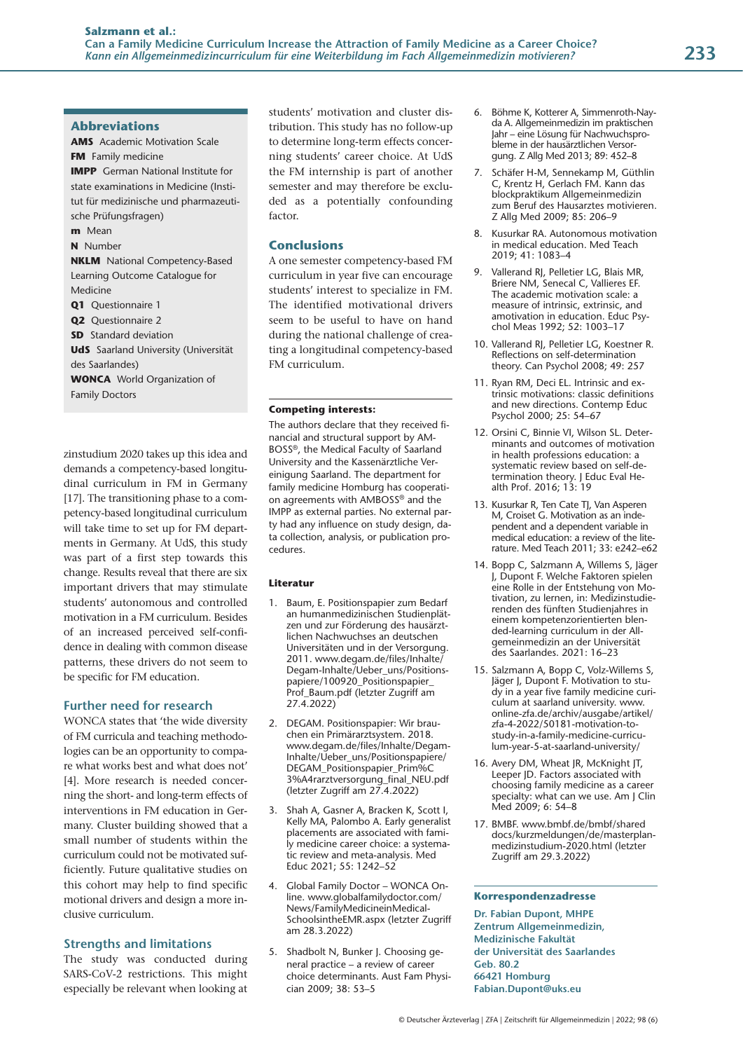## Abbreviations

**AMS** Academic Motivation Scale
**FM** Family medicine
**IMPP** German National Institute for state examinations in Medicine (Institut für medizinische und pharmazeutische Prüfungsfragen)
**m** Mean
**N** Number
**NKLM** National Competency-Based Learning Outcome Catalogue for Medicine
**Q1** Questionnaire 1
**Q2** Questionnaire 2
**SD** Standard deviation
**UdS** Saarland University (Universität des Saarlandes)
**WONCA** World Organization of Family Doctors

zinstudium 2020 takes up this idea and demands a competency-based longitudinal curriculum in FM in Germany [17]. The transitioning phase to a competency-based longitudinal curriculum will take time to set up for FM departments in Germany. At UdS, this study was part of a first step towards this change. Results reveal that there are six important drivers that may stimulate students' autonomous and controlled motivation in a FM curriculum. Besides of an increased perceived self-confidence in dealing with common disease patterns, these drivers do not seem to be specific for FM education.

## Further need for research

WONCA states that 'the wide diversity of FM curricula and teaching methodologies can be an opportunity to compare what works best and what does not' [4]. More research is needed concerning the short- and long-term effects of interventions in FM education in Germany. Cluster building showed that a small number of students within the curriculum could not be motivated sufficiently. Future qualitative studies on this cohort may help to find specific motional drivers and design a more inclusive curriculum.

## Strengths and limitations

The study was conducted during SARS-CoV-2 restrictions. This might especially be relevant when looking at students' motivation and cluster distribution. This study has no follow-up to determine long-term effects concerning students' career choice. At UdS the FM internship is part of another semester and may therefore be excluded as a potentially confounding factor.

## Conclusions

A one semester competency-based FM curriculum in year five can encourage students' interest to specialize in FM. The identified motivational drivers seem to be useful to have on hand during the national challenge of creating a longitudinal competency-based FM curriculum.

**Competing interests:**

The authors declare that they received financial and structural support by AMBOSS®, the Medical Faculty of Saarland University and the Kassenärztliche Vereinigung Saarland. The department for family medicine Homburg has cooperation agreements with AMBOSS® and the IMPP as external parties. No external party had any influence on study design, data collection, analysis, or publication procedures.

**Literatur**

1. Baum, E. Positionspapier zum Bedarf an humanmedizinischen Studienplätzen und zur Förderung des hausärztlichen Nachwuchses an deutschen Universitäten und in der Versorgung. 2011. www.degam.de/files/Inhalte/Degam-Inhalte/Ueber_uns/Positionspapiere/100920_Positionspapier_Prof_Baum.pdf (letzter Zugriff am 27.4.2022)
2. DEGAM. Positionspapier: Wir brauchen ein Primärarztsystem. 2018. www.degam.de/files/Inhalte/Degam-Inhalte/Ueber_uns/Positionspapiere/DEGAM_Positionspapier_Prim%C3%A4rarztversorgung_final_NEU.pdf (letzter Zugriff am 27.4.2022)
3. Shah A, Gasner A, Bracken K, Scott I, Kelly MA, Palombo A. Early generalist placements are associated with family medicine career choice: a systematic review and meta-analysis. Med Educ 2021; 55: 1242–52
4. Global Family Doctor – WONCA Online. www.globalfamilydoctor.com/News/FamilyMedicineinMedicalSchoolsintheEMR.aspx (letzter Zugriff am 28.3.2022)
5. Shadbolt N, Bunker J. Choosing general practice – a review of career choice determinants. Aust Fam Physician 2009; 38: 53–5
6. Böhme K, Kotterer A, Simmenroth-Nayda A. Allgemeinmedizin im praktischen Jahr – eine Lösung für Nachwuchsprobleme in der hausärztlichen Versorgung. Z Allg Med 2013; 89: 452–8
7. Schäfer H-M, Sennekamp M, Güthlin C, Krentz H, Gerlach FM. Kann das blockpraktikum Allgemeinmedizin zum Beruf des Hausarztes motivieren. Z Allg Med 2009; 85: 206–9
8. Kusurkar RA. Autonomous motivation in medical education. Med Teach 2019; 41: 1083–4
9. Vallerand RJ, Pelletier LG, Blais MR, Briere NM, Senecal C, Vallieres EF. The academic motivation scale: a measure of intrinsic, extrinsic, and amotivation in education. Educ Psychol Meas 1992; 52: 1003–17
10. Vallerand RJ, Pelletier LG, Koestner R. Reflections on self-determination theory. Can Psychol 2008; 49: 257
11. Ryan RM, Deci EL. Intrinsic and extrinsic motivations: classic definitions and new directions. Contemp Educ Psychol 2000; 25: 54–67
12. Orsini C, Binnie VI, Wilson SL. Determinants and outcomes of motivation in health professions education: a systematic review based on self-determination theory. J Educ Eval Health Prof. 2016; 13: 19
13. Kusurkar R, Ten Cate TJ, Van Asperen M, Croiset G. Motivation as an independent and a dependent variable in medical education: a review of the literature. Med Teach 2011; 33: e242–e62
14. Bopp C, Salzmann A, Willems S, Jäger J, Dupont F. Welche Faktoren spielen eine Rolle in der Entstehung von Motivation, zu lernen, in: Medizinstudierenden des fünften Studienjahres in einem kompetenzorientierten blended-learning curriculum in der Allgemeinmedizin an der Universität des Saarlandes. 2021: 16–23
15. Salzmann A, Bopp C, Volz-Willems S, Jäger J, Dupont F. Motivation to study in a year five family medicine curiculum at saarland university. www.online-zfa.de/archiv/ausgabe/artikel/zfa-4-2022/50181-motivation-to-study-in-a-family-medicine-curriculum-year-5-at-saarland-university/
16. Avery DM, Wheat JR, McKnight JT, Leeper JD. Factors associated with choosing family medicine as a career specialty: what can we use. Am J Clin Med 2009; 6: 54–8
17. BMBF. www.bmbf.de/bmbf/shared docs/kurzmeldungen/de/masterplan-medizinstudium-2020.html (letzter Zugriff am 29.3.2022)

**Korrespondenzadresse**

**Dr. Fabian Dupont, MHPE**
**Zentrum Allgemeinmedizin,**
**Medizinische Fakultät**
**der Universität des Saarlandes**
**Geb. 80.2**
**66421 Homburg**
**Fabian.Dupont@uks.eu**